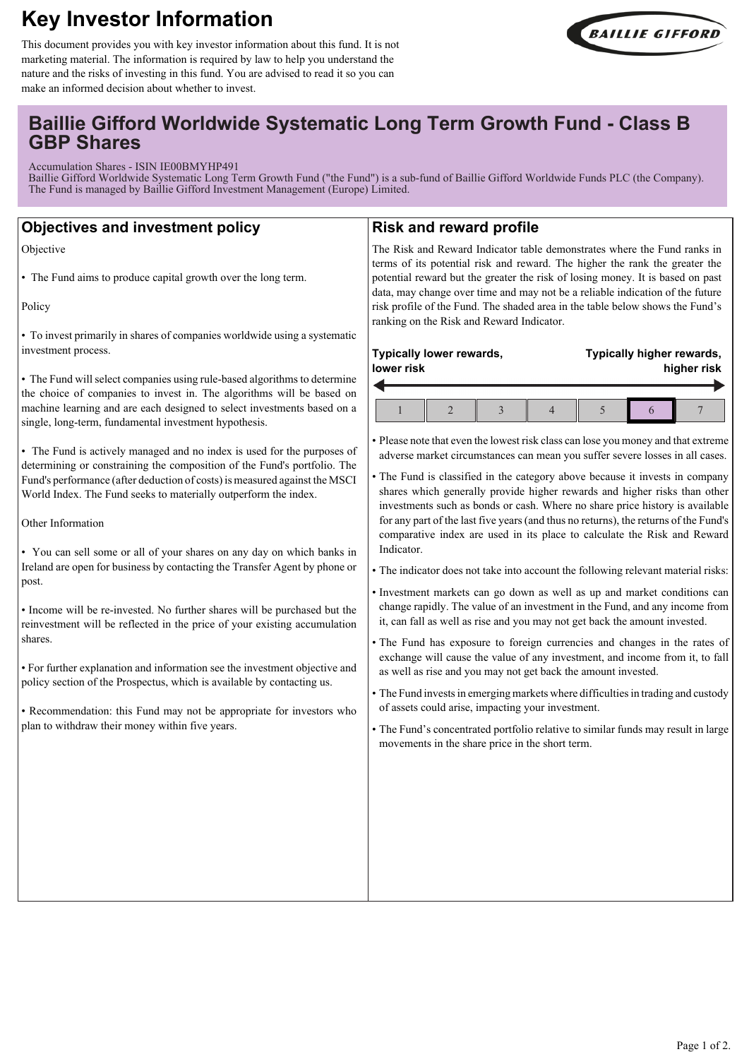# Key Investor Information

This document provides you with key investor information about this fund. It is not marketing material. The information is required by law to help you understand the nature and the risks of investing in this fund. You are advised to read it so you can make an informed decision about whether to invest.

## Baillie Gifford Worldwide Systematic Long Term Growth Fund - Class B GBP Shares

Accumulation Shares - ISIN IE00BMYHP491
Baillie Gifford Worldwide Systematic Long Term Growth Fund ("the Fund") is a sub-fund of Baillie Gifford Worldwide Funds PLC (the Company). The Fund is managed by Baillie Gifford Investment Management (Europe) Limited.

## Objectives and investment policy

Objective

- The Fund aims to produce capital growth over the long term.

Policy

- To invest primarily in shares of companies worldwide using a systematic investment process.
- The Fund will select companies using rule-based algorithms to determine the choice of companies to invest in. The algorithms will be based on machine learning and are each designed to select investments based on a single, long-term, fundamental investment hypothesis.
- The Fund is actively managed and no index is used for the purposes of determining or constraining the composition of the Fund's portfolio. The Fund's performance (after deduction of costs) is measured against the MSCI World Index. The Fund seeks to materially outperform the index.

Other Information

- You can sell some or all of your shares on any day on which banks in Ireland are open for business by contacting the Transfer Agent by phone or post.
- Income will be re-invested. No further shares will be purchased but the reinvestment will be reflected in the price of your existing accumulation shares.
- For further explanation and information see the investment objective and policy section of the Prospectus, which is available by contacting us.
- Recommendation: this Fund may not be appropriate for investors who plan to withdraw their money within five years.

## Risk and reward profile

The Risk and Reward Indicator table demonstrates where the Fund ranks in terms of its potential risk and reward. The higher the rank the greater the potential reward but the greater the risk of losing money. It is based on past data, may change over time and may not be a reliable indication of the future risk profile of the Fund. The shaded area in the table below shows the Fund's ranking on the Risk and Reward Indicator.

**Typically lower rewards, lower risk** ← → **Typically higher rewards, higher risk**

| 1 | 2 | 3 | 4 | 5 | **6** | 7 |
|---|---|---|---|---|---|---|

- Please note that even the lowest risk class can lose you money and that extreme adverse market circumstances can mean you suffer severe losses in all cases.
- The Fund is classified in the category above because it invests in company shares which generally provide higher rewards and higher risks than other investments such as bonds or cash. Where no share price history is available for any part of the last five years (and thus no returns), the returns of the Fund's comparative index are used in its place to calculate the Risk and Reward Indicator.
- The indicator does not take into account the following relevant material risks:
- Investment markets can go down as well as up and market conditions can change rapidly. The value of an investment in the Fund, and any income from it, can fall as well as rise and you may not get back the amount invested.
- The Fund has exposure to foreign currencies and changes in the rates of exchange will cause the value of any investment, and income from it, to fall as well as rise and you may not get back the amount invested.
- The Fund invests in emerging markets where difficulties in trading and custody of assets could arise, impacting your investment.
- The Fund's concentrated portfolio relative to similar funds may result in large movements in the share price in the short term.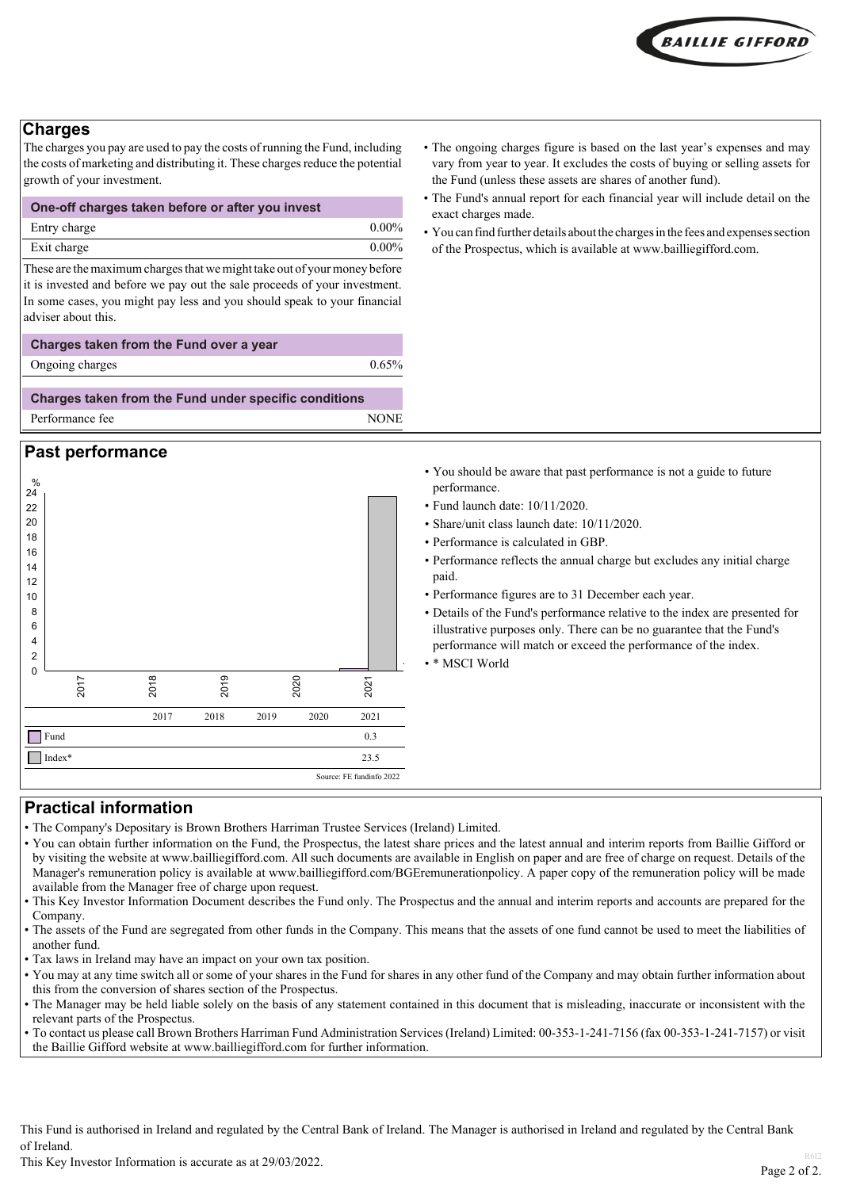## Charges

The charges you pay are used to pay the costs of running the Fund, including the costs of marketing and distributing it. These charges reduce the potential growth of your investment.

| One-off charges taken before or after you invest | |
|---|---|
| Entry charge | 0.00% |
| Exit charge | 0.00% |

These are the maximum charges that we might take out of your money before it is invested and before we pay out the sale proceeds of your investment. In some cases, you might pay less and you should speak to your financial adviser about this.

| Charges taken from the Fund over a year | |
|---|---|
| Ongoing charges | 0.65% |

| Charges taken from the Fund under specific conditions | |
|---|---|
| Performance fee | NONE |

- The ongoing charges figure is based on the last year's expenses and may vary from year to year. It excludes the costs of buying or selling assets for the Fund (unless these assets are shares of another fund).
- The Fund's annual report for each financial year will include detail on the exact charges made.
- You can find further details about the charges in the fees and expenses section of the Prospectus, which is available at www.bailliegifford.com.

## Past performance

%
24
22
20
18
16
14
12
10
8
6
4
2
0
2017
2018
2019
2020
2021

| | 2017 | 2018 | 2019 | 2020 | 2021 |
|---|---|---|---|---|---|
| Fund | | | | | 0.3 |
| Index* | | | | | 23.5 |

Source: FE fundinfo 2022

- You should be aware that past performance is not a guide to future performance.
- Fund launch date: 10/11/2020.
- Share/unit class launch date: 10/11/2020.
- Performance is calculated in GBP.
- Performance reflects the annual charge but excludes any initial charge paid.
- Performance figures are to 31 December each year.
- Details of the Fund's performance relative to the index are presented for illustrative purposes only. There can be no guarantee that the Fund's performance will match or exceed the performance of the index.
- * MSCI World

## Practical information

- The Company's Depositary is Brown Brothers Harriman Trustee Services (Ireland) Limited.
- You can obtain further information on the Fund, the Prospectus, the latest share prices and the latest annual and interim reports from Baillie Gifford or by visiting the website at www.bailliegifford.com. All such documents are available in English on paper and are free of charge on request. Details of the Manager's remuneration policy is available at www.bailliegifford.com/BGEremunerationpolicy. A paper copy of the remuneration policy will be made available from the Manager free of charge upon request.
- This Key Investor Information Document describes the Fund only. The Prospectus and the annual and interim reports and accounts are prepared for the Company.
- The assets of the Fund are segregated from other funds in the Company. This means that the assets of one fund cannot be used to meet the liabilities of another fund.
- Tax laws in Ireland may have an impact on your own tax position.
- You may at any time switch all or some of your shares in the Fund for shares in any other fund of the Company and may obtain further information about this from the conversion of shares section of the Prospectus.
- The Manager may be held liable solely on the basis of any statement contained in this document that is misleading, inaccurate or inconsistent with the relevant parts of the Prospectus.
- To contact us please call Brown Brothers Harriman Fund Administration Services (Ireland) Limited: 00-353-1-241-7156 (fax 00-353-1-241-7157) or visit the Baillie Gifford website at www.bailliegifford.com for further information.

This Fund is authorised in Ireland and regulated by the Central Bank of Ireland. The Manager is authorised in Ireland and regulated by the Central Bank of Ireland.

This Key Investor Information is accurate as at 29/03/2022.